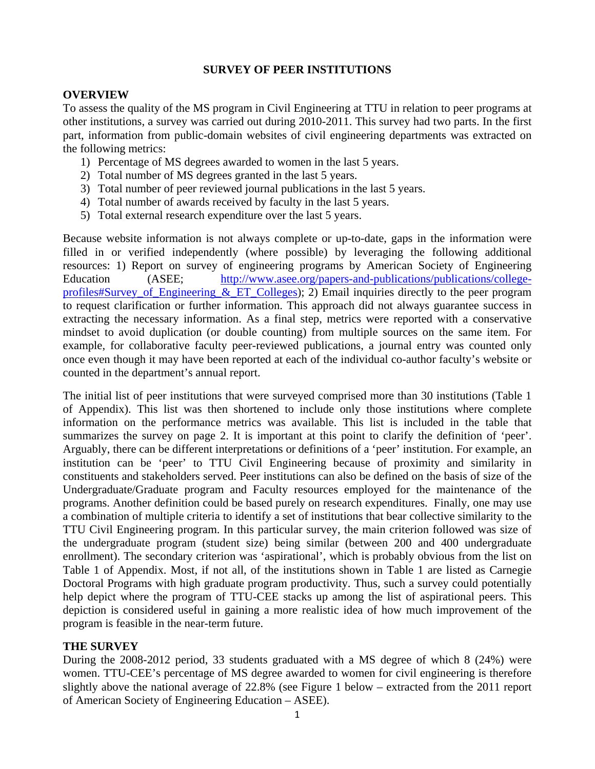# SURVEY OF PEER INSTITUTIONS

## OVERVIEW

To assess the quality of the MS program in Civil Engineering at TTU in relation to peer programs at other institutions, a survey was carried out during 2010-2011. This survey had two parts. In the first part, information from public-domain websites of civil engineering departments was extracted on the following metrics:

1) Percentage of MS degrees awarded to women in the last 5 years.
2) Total number of MS degrees granted in the last 5 years.
3) Total number of peer reviewed journal publications in the last 5 years.
4) Total number of awards received by faculty in the last 5 years.
5) Total external research expenditure over the last 5 years.

Because website information is not always complete or up-to-date, gaps in the information were filled in or verified independently (where possible) by leveraging the following additional resources: 1) Report on survey of engineering programs by American Society of Engineering Education (ASEE; http://www.asee.org/papers-and-publications/publications/college-profiles#Survey_of_Engineering_&_ET_Colleges); 2) Email inquiries directly to the peer program to request clarification or further information. This approach did not always guarantee success in extracting the necessary information. As a final step, metrics were reported with a conservative mindset to avoid duplication (or double counting) from multiple sources on the same item. For example, for collaborative faculty peer-reviewed publications, a journal entry was counted only once even though it may have been reported at each of the individual co-author faculty's website or counted in the department's annual report.

The initial list of peer institutions that were surveyed comprised more than 30 institutions (Table 1 of Appendix). This list was then shortened to include only those institutions where complete information on the performance metrics was available. This list is included in the table that summarizes the survey on page 2. It is important at this point to clarify the definition of 'peer'. Arguably, there can be different interpretations or definitions of a 'peer' institution. For example, an institution can be 'peer' to TTU Civil Engineering because of proximity and similarity in constituents and stakeholders served. Peer institutions can also be defined on the basis of size of the Undergraduate/Graduate program and Faculty resources employed for the maintenance of the programs. Another definition could be based purely on research expenditures. Finally, one may use a combination of multiple criteria to identify a set of institutions that bear collective similarity to the TTU Civil Engineering program. In this particular survey, the main criterion followed was size of the undergraduate program (student size) being similar (between 200 and 400 undergraduate enrollment). The secondary criterion was 'aspirational', which is probably obvious from the list on Table 1 of Appendix. Most, if not all, of the institutions shown in Table 1 are listed as Carnegie Doctoral Programs with high graduate program productivity. Thus, such a survey could potentially help depict where the program of TTU-CEE stacks up among the list of aspirational peers. This depiction is considered useful in gaining a more realistic idea of how much improvement of the program is feasible in the near-term future.

## THE SURVEY

During the 2008-2012 period, 33 students graduated with a MS degree of which 8 (24%) were women. TTU-CEE's percentage of MS degree awarded to women for civil engineering is therefore slightly above the national average of 22.8% (see Figure 1 below – extracted from the 2011 report of American Society of Engineering Education – ASEE).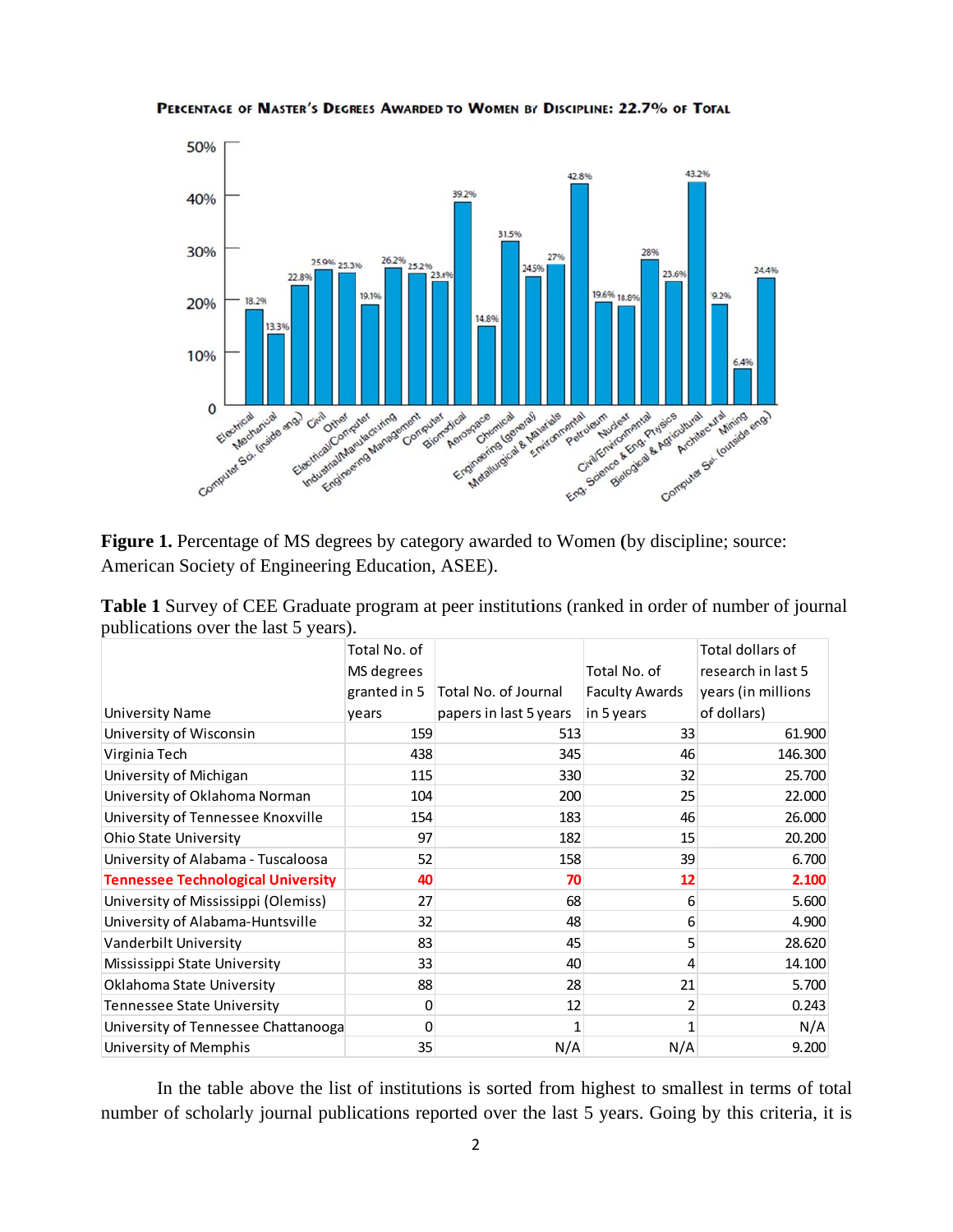**Figure 1.** Percentage of MS degrees by category awarded to Women (by discipline; source: American Society of Engineering Education, ASEE).

**Table 1** Survey of CEE Graduate program at peer institutions (ranked in order of number of journal publications over the last 5 years).

| University Name | Total No. of MS degrees granted in 5 years | Total No. of Journal papers in last 5 years | Total No. of Faculty Awards in 5 years | Total dollars of research in last 5 years (in millions of dollars) |
|---|---|---|---|---|
| University of Wisconsin | 159 | 513 | 33 | 61.900 |
| Virginia Tech | 438 | 345 | 46 | 146.300 |
| University of Michigan | 115 | 330 | 32 | 25.700 |
| University of Oklahoma Norman | 104 | 200 | 25 | 22.000 |
| University of Tennessee Knoxville | 154 | 183 | 46 | 26.000 |
| Ohio State University | 97 | 182 | 15 | 20.200 |
| University of Alabama - Tuscaloosa | 52 | 158 | 39 | 6.700 |
| **Tennessee Technological University** | **40** | **70** | **12** | **2.100** |
| University of Mississippi (Olemiss) | 27 | 68 | 6 | 5.600 |
| University of Alabama-Huntsville | 32 | 48 | 6 | 4.900 |
| Vanderbilt University | 83 | 45 | 5 | 28.620 |
| Mississippi State University | 33 | 40 | 4 | 14.100 |
| Oklahoma State University | 88 | 28 | 21 | 5.700 |
| Tennessee State University | 0 | 12 | 2 | 0.243 |
| University of Tennessee Chattanooga | 0 | 1 | 1 | N/A |
| University of Memphis | 35 | N/A | N/A | 9.200 |

In the table above the list of institutions is sorted from highest to smallest in terms of total number of scholarly journal publications reported over the last 5 years. Going by this criteria, it is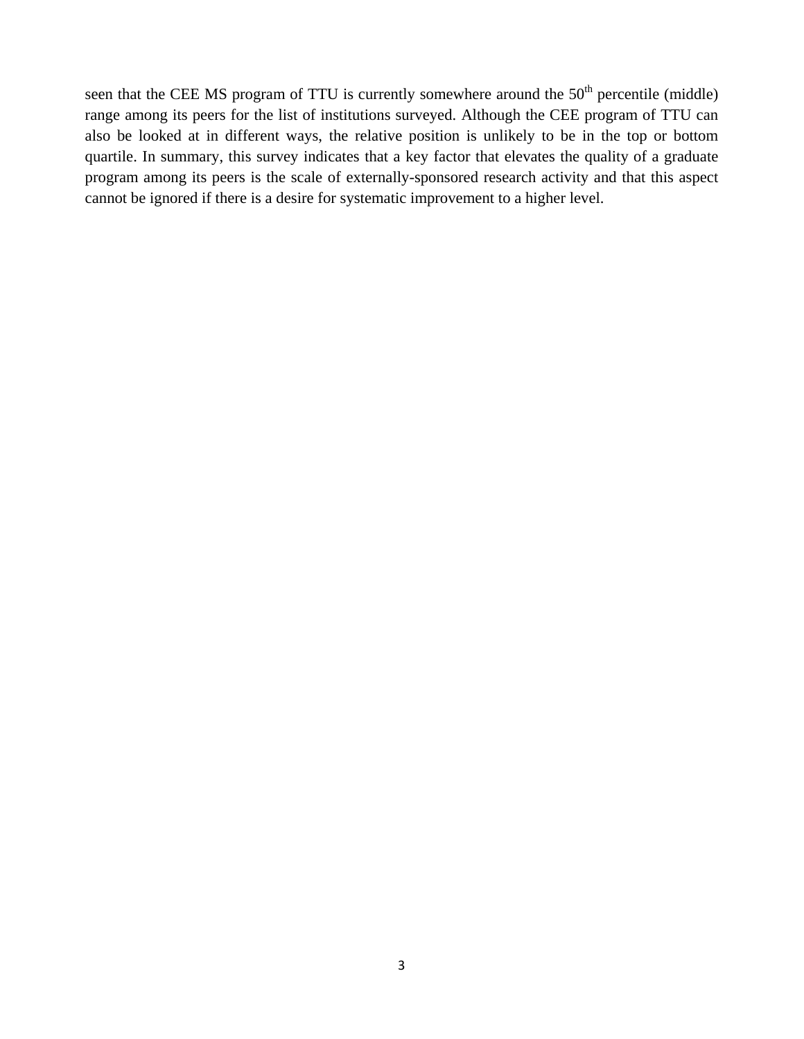seen that the CEE MS program of TTU is currently somewhere around the $50^{th}$ percentile (middle) range among its peers for the list of institutions surveyed. Although the CEE program of TTU can also be looked at in different ways, the relative position is unlikely to be in the top or bottom quartile. In summary, this survey indicates that a key factor that elevates the quality of a graduate program among its peers is the scale of externally-sponsored research activity and that this aspect cannot be ignored if there is a desire for systematic improvement to a higher level.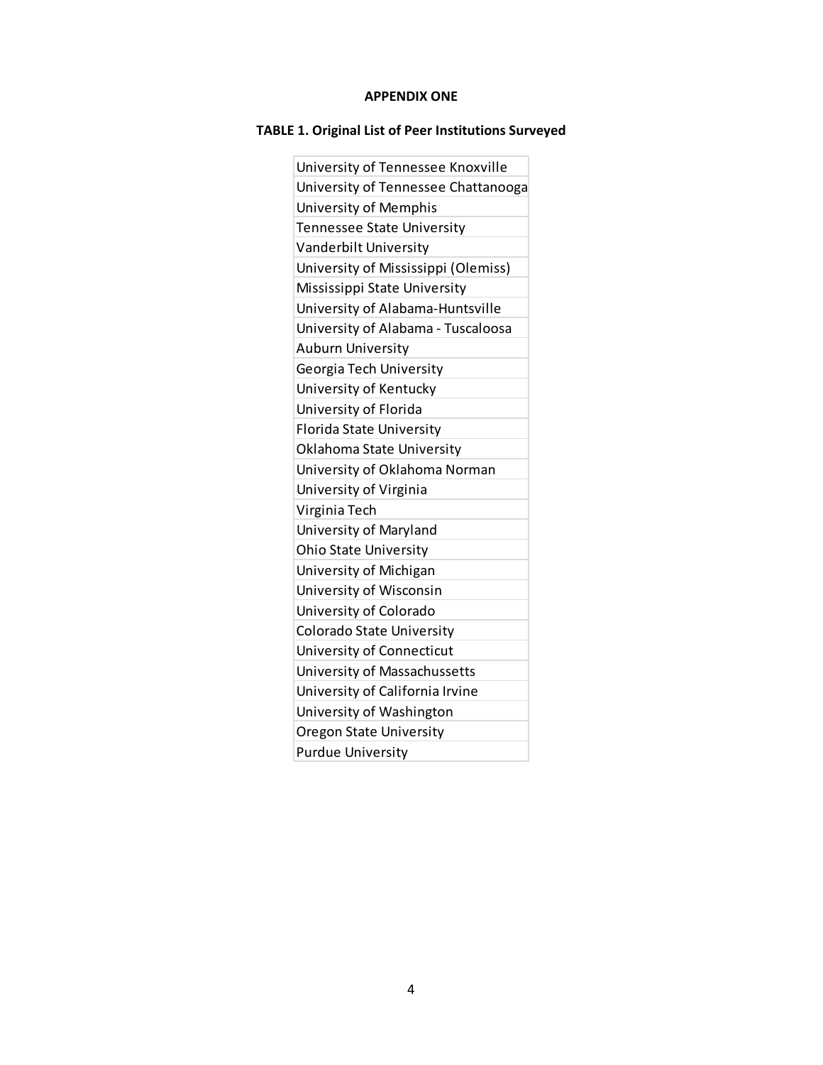**APPENDIX ONE**

**TABLE 1. Original List of Peer Institutions Surveyed**

| |
|---|
| University of Tennessee Knoxville |
| University of Tennessee Chattanooga |
| University of Memphis |
| Tennessee State University |
| Vanderbilt University |
| University of Mississippi (Olemiss) |
| Mississippi State University |
| University of Alabama-Huntsville |
| University of Alabama - Tuscaloosa |
| Auburn University |
| Georgia Tech University |
| University of Kentucky |
| University of Florida |
| Florida State University |
| Oklahoma State University |
| University of Oklahoma Norman |
| University of Virginia |
| Virginia Tech |
| University of Maryland |
| Ohio State University |
| University of Michigan |
| University of Wisconsin |
| University of Colorado |
| Colorado State University |
| University of Connecticut |
| University of Massachussetts |
| University of California Irvine |
| University of Washington |
| Oregon State University |
| Purdue University |